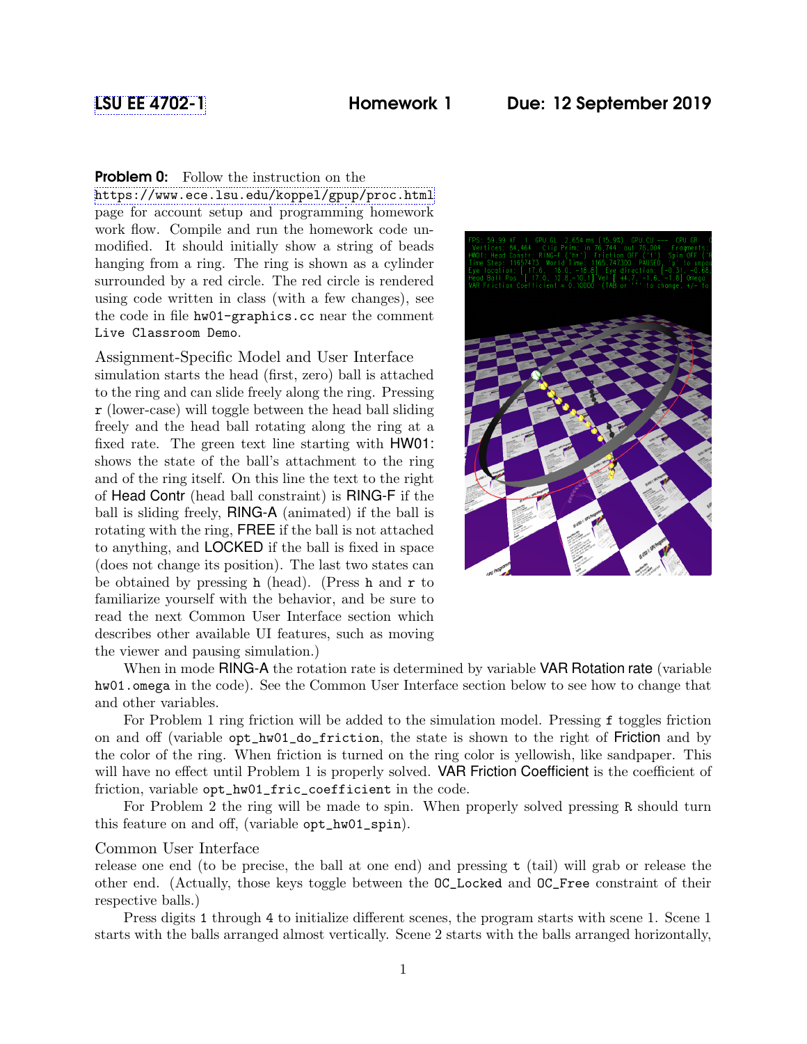LSU EE 4702-1 **Homework 1** **Due: 12 September 2019**

**Problem 0:** Follow the instruction on the https://www.ece.lsu.edu/koppel/gpup/proc.html page for account setup and programming homework work flow. Compile and run the homework code unmodified. It should initially show a string of beads hanging from a ring. The ring is shown as a cylinder surrounded by a red circle. The red circle is rendered using code written in class (with a few changes), see the code in file `hw01-graphics.cc` near the comment `Live Classroom Demo`.

## Assignment-Specific Model and User Interface

simulation starts the head (first, zero) ball is attached to the ring and can slide freely along the ring. Pressing `r` (lower-case) will toggle between the head ball sliding freely and the head ball rotating along the ring at a fixed rate. The green text line starting with HW01: shows the state of the ball's attachment to the ring and of the ring itself. On this line the text to the right of Head Contr (head ball constraint) is RING-F if the ball is sliding freely, RING-A (animated) if the ball is rotating with the ring, FREE if the ball is not attached to anything, and LOCKED if the ball is fixed in space (does not change its position). The last two states can be obtained by pressing `h` (head). (Press `h` and `r` to familiarize yourself with the behavior, and be sure to read the next Common User Interface section which describes other available UI features, such as moving the viewer and pausing simulation.)

When in mode RING-A the rotation rate is determined by variable VAR Rotation rate (variable `hw01.omega` in the code). See the Common User Interface section below to see how to change that and other variables.

For Problem 1 ring friction will be added to the simulation model. Pressing `f` toggles friction on and off (variable `opt_hw01_do_friction`, the state is shown to the right of Friction and by the color of the ring. When friction is turned on the ring color is yellowish, like sandpaper. This will have no effect until Problem 1 is properly solved. VAR Friction Coefficient is the coefficient of friction, variable `opt_hw01_fric_coefficient` in the code.

For Problem 2 the ring will be made to spin. When properly solved pressing `R` should turn this feature on and off, (variable `opt_hw01_spin`).

## Common User Interface

release one end (to be precise, the ball at one end) and pressing `t` (tail) will grab or release the other end. (Actually, those keys toggle between the `OC_Locked` and `OC_Free` constraint of their respective balls.)

Press digits `1` through `4` to initialize different scenes, the program starts with scene 1. Scene 1 starts with the balls arranged almost vertically. Scene 2 starts with the balls arranged horizontally,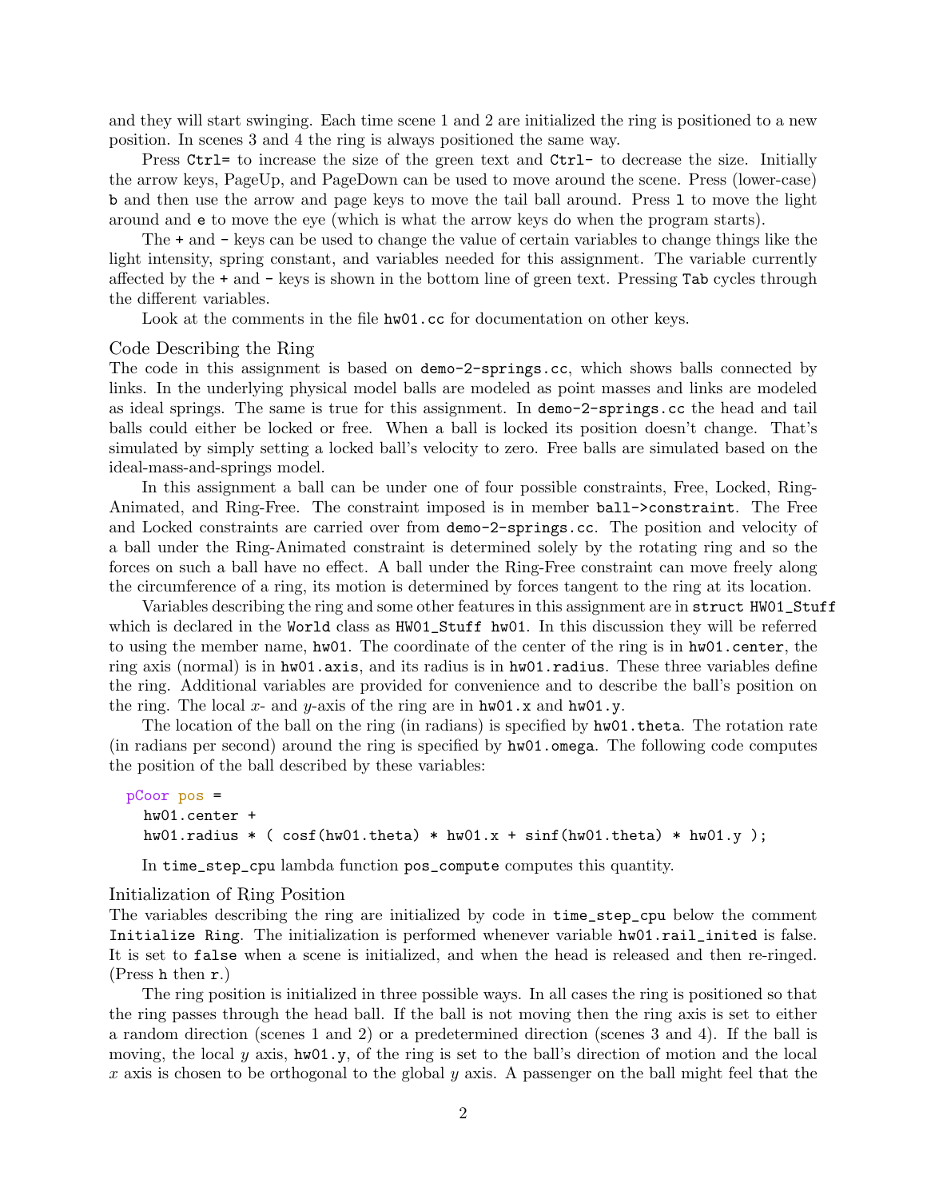and they will start swinging. Each time scene 1 and 2 are initialized the ring is positioned to a new position. In scenes 3 and 4 the ring is always positioned the same way.

Press `Ctrl=` to increase the size of the green text and `Ctrl-` to decrease the size. Initially the arrow keys, PageUp, and PageDown can be used to move around the scene. Press (lower-case) `b` and then use the arrow and page keys to move the tail ball around. Press `l` to move the light around and `e` to move the eye (which is what the arrow keys do when the program starts).

The `+` and `-` keys can be used to change the value of certain variables to change things like the light intensity, spring constant, and variables needed for this assignment. The variable currently affected by the `+` and `-` keys is shown in the bottom line of green text. Pressing `Tab` cycles through the different variables.

Look at the comments in the file `hw01.cc` for documentation on other keys.

### Code Describing the Ring

The code in this assignment is based on `demo-2-springs.cc`, which shows balls connected by links. In the underlying physical model balls are modeled as point masses and links are modeled as ideal springs. The same is true for this assignment. In `demo-2-springs.cc` the head and tail balls could either be locked or free. When a ball is locked its position doesn't change. That's simulated by simply setting a locked ball's velocity to zero. Free balls are simulated based on the ideal-mass-and-springs model.

In this assignment a ball can be under one of four possible constraints, Free, Locked, Ring-Animated, and Ring-Free. The constraint imposed is in member `ball->constraint`. The Free and Locked constraints are carried over from `demo-2-springs.cc`. The position and velocity of a ball under the Ring-Animated constraint is determined solely by the rotating ring and so the forces on such a ball have no effect. A ball under the Ring-Free constraint can move freely along the circumference of a ring, its motion is determined by forces tangent to the ring at its location.

Variables describing the ring and some other features in this assignment are in `struct HW01_Stuff` which is declared in the `World` class as `HW01_Stuff hw01`. In this discussion they will be referred to using the member name, `hw01`. The coordinate of the center of the ring is in `hw01.center`, the ring axis (normal) is in `hw01.axis`, and its radius is in `hw01.radius`. These three variables define the ring. Additional variables are provided for convenience and to describe the ball's position on the ring. The local $x$- and $y$-axis of the ring are in `hw01.x` and `hw01.y`.

The location of the ball on the ring (in radians) is specified by `hw01.theta`. The rotation rate (in radians per second) around the ring is specified by `hw01.omega`. The following code computes the position of the ball described by these variables:

```
pCoor pos =
  hw01.center +
  hw01.radius * ( cosf(hw01.theta) * hw01.x + sinf(hw01.theta) * hw01.y );
```

In `time_step_cpu` lambda function `pos_compute` computes this quantity.

### Initialization of Ring Position

The variables describing the ring are initialized by code in `time_step_cpu` below the comment `Initialize Ring`. The initialization is performed whenever variable `hw01.rail_inited` is false. It is set to `false` when a scene is initialized, and when the head is released and then re-ringed. (Press `h` then `r`.)

The ring position is initialized in three possible ways. In all cases the ring is positioned so that the ring passes through the head ball. If the ball is not moving then the ring axis is set to either a random direction (scenes 1 and 2) or a predetermined direction (scenes 3 and 4). If the ball is moving, the local $y$ axis, `hw01.y`, of the ring is set to the ball's direction of motion and the local $x$ axis is chosen to be orthogonal to the global $y$ axis. A passenger on the ball might feel that the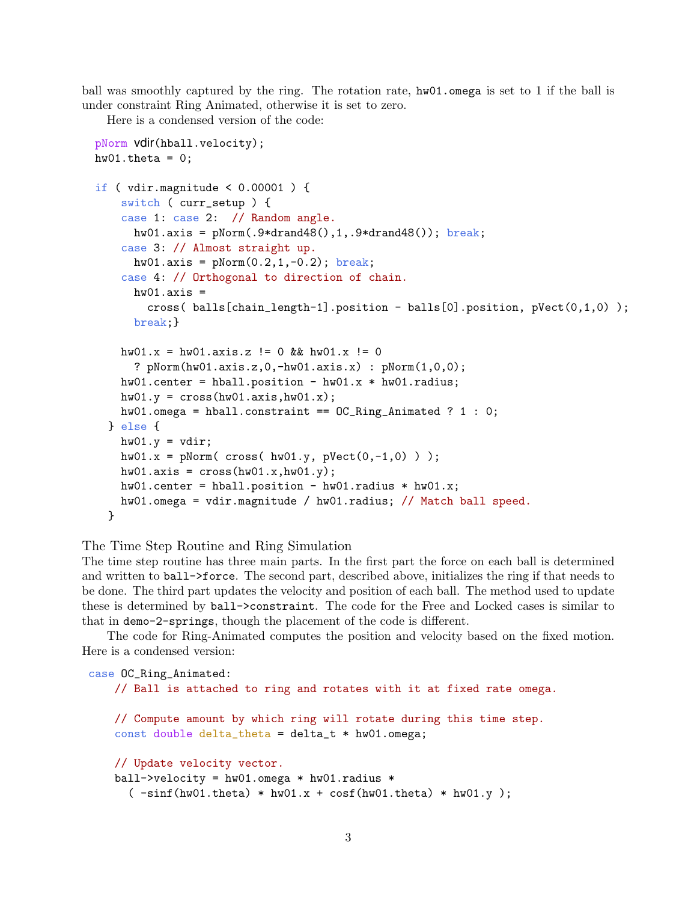ball was smoothly captured by the ring. The rotation rate, `hw01.omega` is set to 1 if the ball is under constraint Ring Animated, otherwise it is set to zero.

Here is a condensed version of the code:

```
pNorm vdir(hball.velocity);
hw01.theta = 0;

if ( vdir.magnitude < 0.00001 ) {
    switch ( curr_setup ) {
    case 1: case 2:  // Random angle.
      hw01.axis = pNorm(.9*drand48(),1,.9*drand48()); break;
    case 3: // Almost straight up.
      hw01.axis = pNorm(0.2,1,-0.2); break;
    case 4: // Orthogonal to direction of chain.
      hw01.axis =
        cross( balls[chain_length-1].position - balls[0].position, pVect(0,1,0) );
      break;}

    hw01.x = hw01.axis.z != 0 && hw01.x != 0
      ? pNorm(hw01.axis.z,0,-hw01.axis.x) : pNorm(1,0,0);
    hw01.center = hball.position - hw01.x * hw01.radius;
    hw01.y = cross(hw01.axis,hw01.x);
    hw01.omega = hball.constraint == OC_Ring_Animated ? 1 : 0;
  } else {
    hw01.y = vdir;
    hw01.x = pNorm( cross( hw01.y, pVect(0,-1,0) ) );
    hw01.axis = cross(hw01.x,hw01.y);
    hw01.center = hball.position - hw01.radius * hw01.x;
    hw01.omega = vdir.magnitude / hw01.radius; // Match ball speed.
  }
```

### The Time Step Routine and Ring Simulation

The time step routine has three main parts. In the first part the force on each ball is determined and written to `ball->force`. The second part, described above, initializes the ring if that needs to be done. The third part updates the velocity and position of each ball. The method used to update these is determined by `ball->constraint`. The code for the Free and Locked cases is similar to that in `demo-2-springs`, though the placement of the code is different.

The code for Ring-Animated computes the position and velocity based on the fixed motion. Here is a condensed version:

```
case OC_Ring_Animated:
    // Ball is attached to ring and rotates with it at fixed rate omega.

    // Compute amount by which ring will rotate during this time step.
    const double delta_theta = delta_t * hw01.omega;

    // Update velocity vector.
    ball->velocity = hw01.omega * hw01.radius *
      ( -sinf(hw01.theta) * hw01.x + cosf(hw01.theta) * hw01.y );
```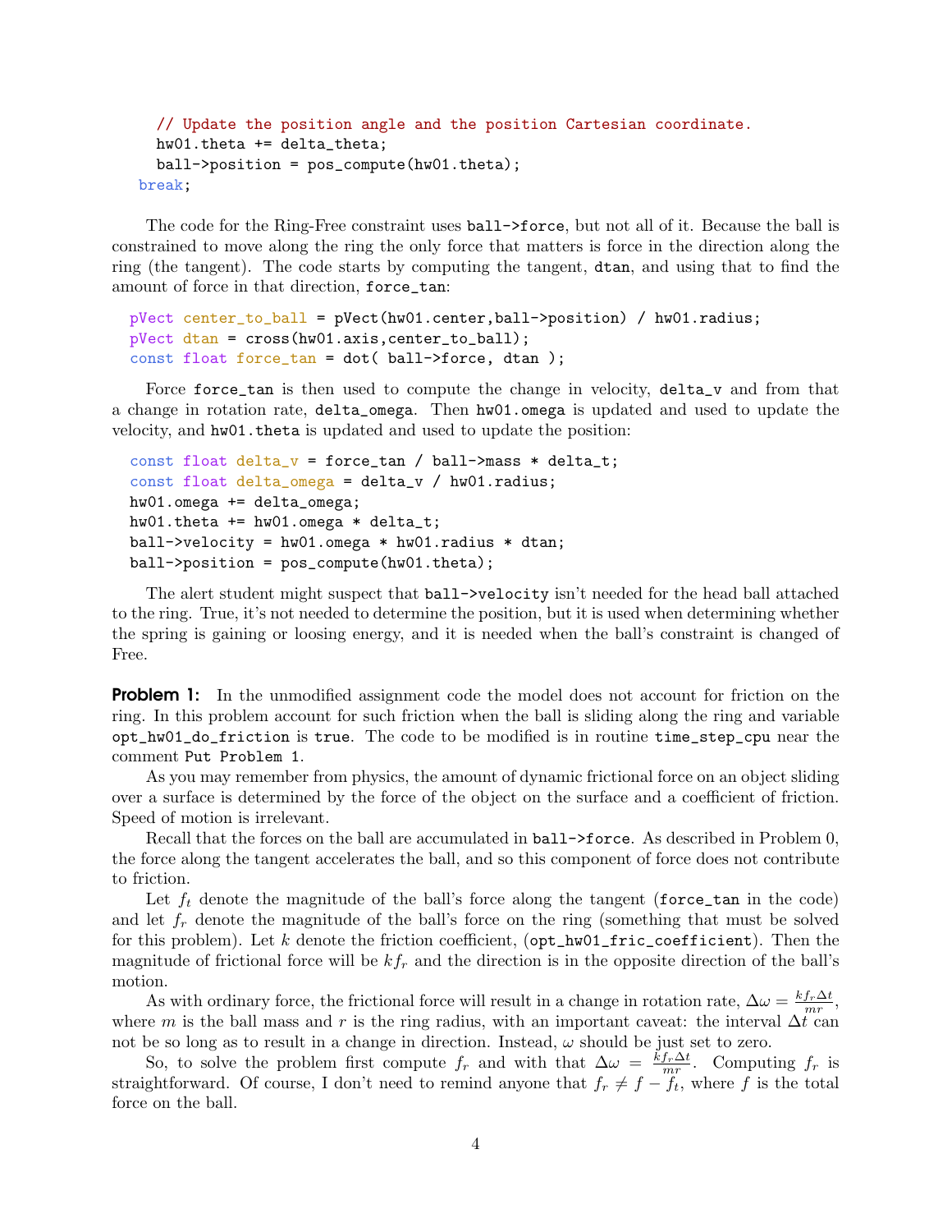```
    // Update the position angle and the position Cartesian coordinate.
    hw01.theta += delta_theta;
    ball->position = pos_compute(hw01.theta);
  break;
```

The code for the Ring-Free constraint uses `ball->force`, but not all of it. Because the ball is constrained to move along the ring the only force that matters is force in the direction along the ring (the tangent). The code starts by computing the tangent, `dtan`, and using that to find the amount of force in that direction, `force_tan`:

```
pVect center_to_ball = pVect(hw01.center,ball->position) / hw01.radius;
pVect dtan = cross(hw01.axis,center_to_ball);
const float force_tan = dot( ball->force, dtan );
```

Force `force_tan` is then used to compute the change in velocity, `delta_v` and from that a change in rotation rate, `delta_omega`. Then `hw01.omega` is updated and used to update the velocity, and `hw01.theta` is updated and used to update the position:

```
const float delta_v = force_tan / ball->mass * delta_t;
const float delta_omega = delta_v / hw01.radius;
hw01.omega += delta_omega;
hw01.theta += hw01.omega * delta_t;
ball->velocity = hw01.omega * hw01.radius * dtan;
ball->position = pos_compute(hw01.theta);
```

The alert student might suspect that `ball->velocity` isn't needed for the head ball attached to the ring. True, it's not needed to determine the position, but it is used when determining whether the spring is gaining or loosing energy, and it is needed when the ball's constraint is changed of Free.

**Problem 1:** In the unmodified assignment code the model does not account for friction on the ring. In this problem account for such friction when the ball is sliding along the ring and variable `opt_hw01_do_friction` is `true`. The code to be modified is in routine `time_step_cpu` near the comment `Put Problem 1`.

As you may remember from physics, the amount of dynamic frictional force on an object sliding over a surface is determined by the force of the object on the surface and a coefficient of friction. Speed of motion is irrelevant.

Recall that the forces on the ball are accumulated in `ball->force`. As described in Problem 0, the force along the tangent accelerates the ball, and so this component of force does not contribute to friction.

Let $f_t$ denote the magnitude of the ball's force along the tangent (`force_tan` in the code) and let $f_r$ denote the magnitude of the ball's force on the ring (something that must be solved for this problem). Let $k$ denote the friction coefficient, (`opt_hw01_fric_coefficient`). Then the magnitude of frictional force will be $kf_r$ and the direction is in the opposite direction of the ball's motion.

As with ordinary force, the frictional force will result in a change in rotation rate, $\Delta\omega = \frac{kf_r\Delta t}{mr}$, where $m$ is the ball mass and $r$ is the ring radius, with an important caveat: the interval $\Delta t$ can not be so long as to result in a change in direction. Instead, $\omega$ should be just set to zero.

So, to solve the problem first compute $f_r$ and with that $\Delta\omega = \frac{kf_r\Delta t}{mr}$. Computing $f_r$ is straightforward. Of course, I don't need to remind anyone that $f_r \neq f - f_t$, where $f$ is the total force on the ball.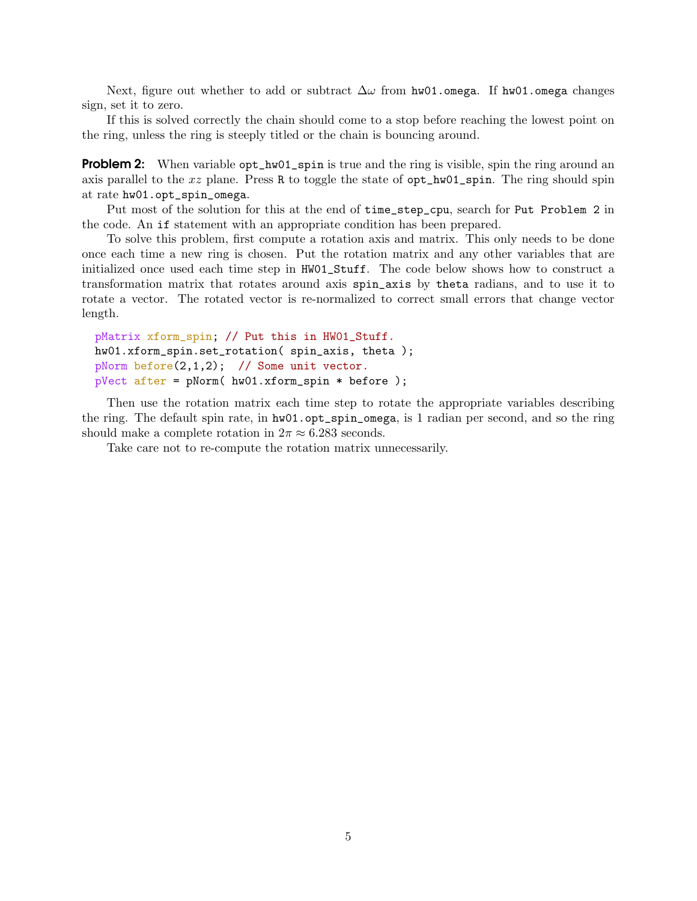Next, figure out whether to add or subtract $\Delta\omega$ from `hw01.omega`. If `hw01.omega` changes sign, set it to zero.

If this is solved correctly the chain should come to a stop before reaching the lowest point on the ring, unless the ring is steeply titled or the chain is bouncing around.

**Problem 2:** When variable `opt_hw01_spin` is true and the ring is visible, spin the ring around an axis parallel to the $xz$ plane. Press `R` to toggle the state of `opt_hw01_spin`. The ring should spin at rate `hw01.opt_spin_omega`.

Put most of the solution for this at the end of `time_step_cpu`, search for `Put Problem 2` in the code. An `if` statement with an appropriate condition has been prepared.

To solve this problem, first compute a rotation axis and matrix. This only needs to be done once each time a new ring is chosen. Put the rotation matrix and any other variables that are initialized once used each time step in `HW01_Stuff`. The code below shows how to construct a transformation matrix that rotates around axis `spin_axis` by `theta` radians, and to use it to rotate a vector. The rotated vector is re-normalized to correct small errors that change vector length.

```
pMatrix xform_spin; // Put this in HW01_Stuff.
hw01.xform_spin.set_rotation( spin_axis, theta );
pNorm before(2,1,2);  // Some unit vector.
pVect after = pNorm( hw01.xform_spin * before );
```

Then use the rotation matrix each time step to rotate the appropriate variables describing the ring. The default spin rate, in `hw01.opt_spin_omega`, is 1 radian per second, and so the ring should make a complete rotation in $2\pi \approx 6.283$ seconds.

Take care not to re-compute the rotation matrix unnecessarily.